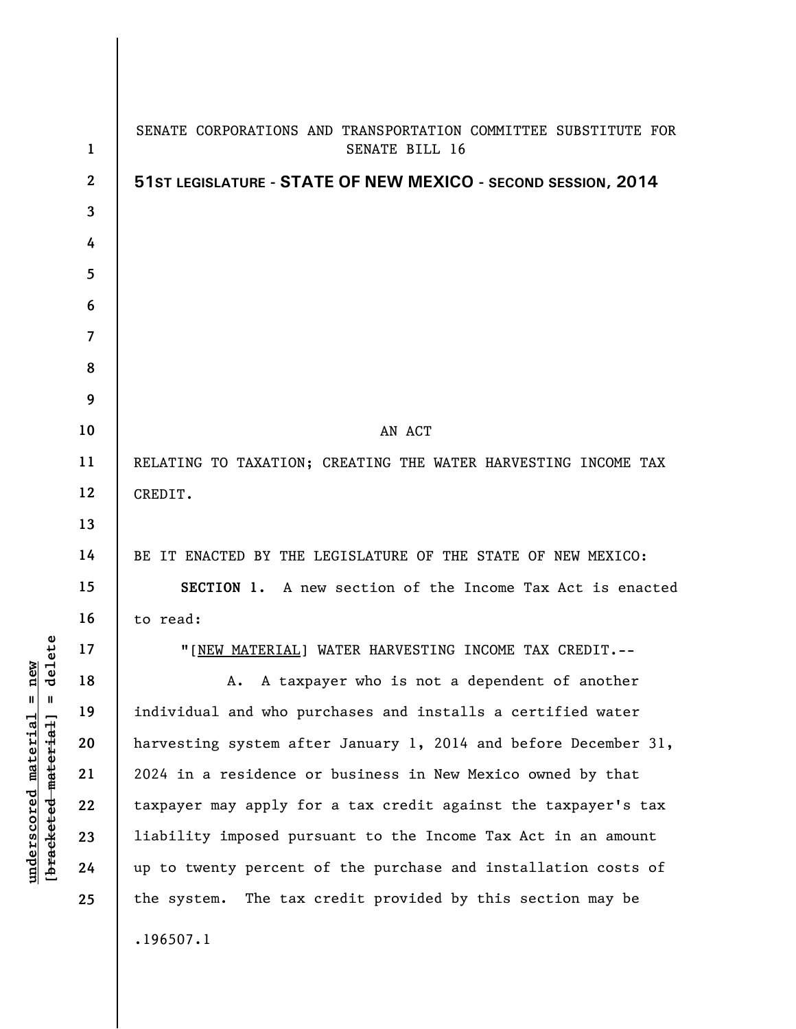SENATE CORPORATIONS AND TRANSPORTATION COMMITTEE SUBSTITUTE FOR SENATE BILL 16

**51ST LEGISLATURE - STATE OF NEW MEXICO - SECOND SESSION, 2014**

AN ACT

RELATING TO TAXATION; CREATING THE WATER HARVESTING INCOME TAX CREDIT.

BE IT ENACTED BY THE LEGISLATURE OF THE STATE OF NEW MEXICO:

**SECTION 1.** A new section of the Income Tax Act is enacted to read:

"[NEW MATERIAL] WATER HARVESTING INCOME TAX CREDIT.--

A. A taxpayer who is not a dependent of another individual and who purchases and installs a certified water harvesting system after January 1, 2014 and before December 31, 2024 in a residence or business in New Mexico owned by that taxpayer may apply for a tax credit against the taxpayer's tax liability imposed pursuant to the Income Tax Act in an amount up to twenty percent of the purchase and installation costs of the system. The tax credit provided by this section may be

.196507.1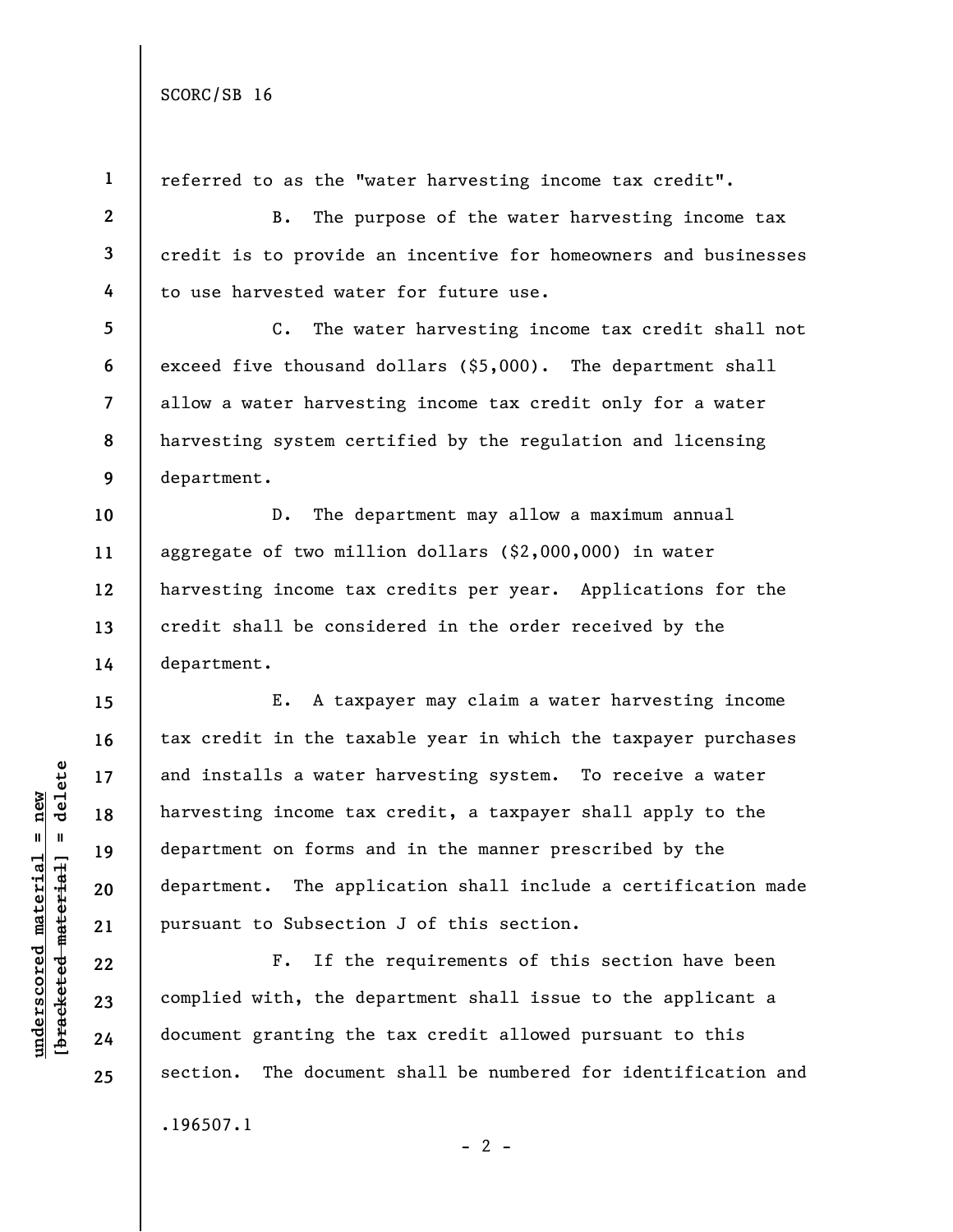referred to as the "water harvesting income tax credit".

B. The purpose of the water harvesting income tax credit is to provide an incentive for homeowners and businesses to use harvested water for future use.

C. The water harvesting income tax credit shall not exceed five thousand dollars ($5,000). The department shall allow a water harvesting income tax credit only for a water harvesting system certified by the regulation and licensing department.

D. The department may allow a maximum annual aggregate of two million dollars ($2,000,000) in water harvesting income tax credits per year. Applications for the credit shall be considered in the order received by the department.

E. A taxpayer may claim a water harvesting income tax credit in the taxable year in which the taxpayer purchases and installs a water harvesting system. To receive a water harvesting income tax credit, a taxpayer shall apply to the department on forms and in the manner prescribed by the department. The application shall include a certification made pursuant to Subsection J of this section.

F. If the requirements of this section have been complied with, the department shall issue to the applicant a document granting the tax credit allowed pursuant to this section. The document shall be numbered for identification and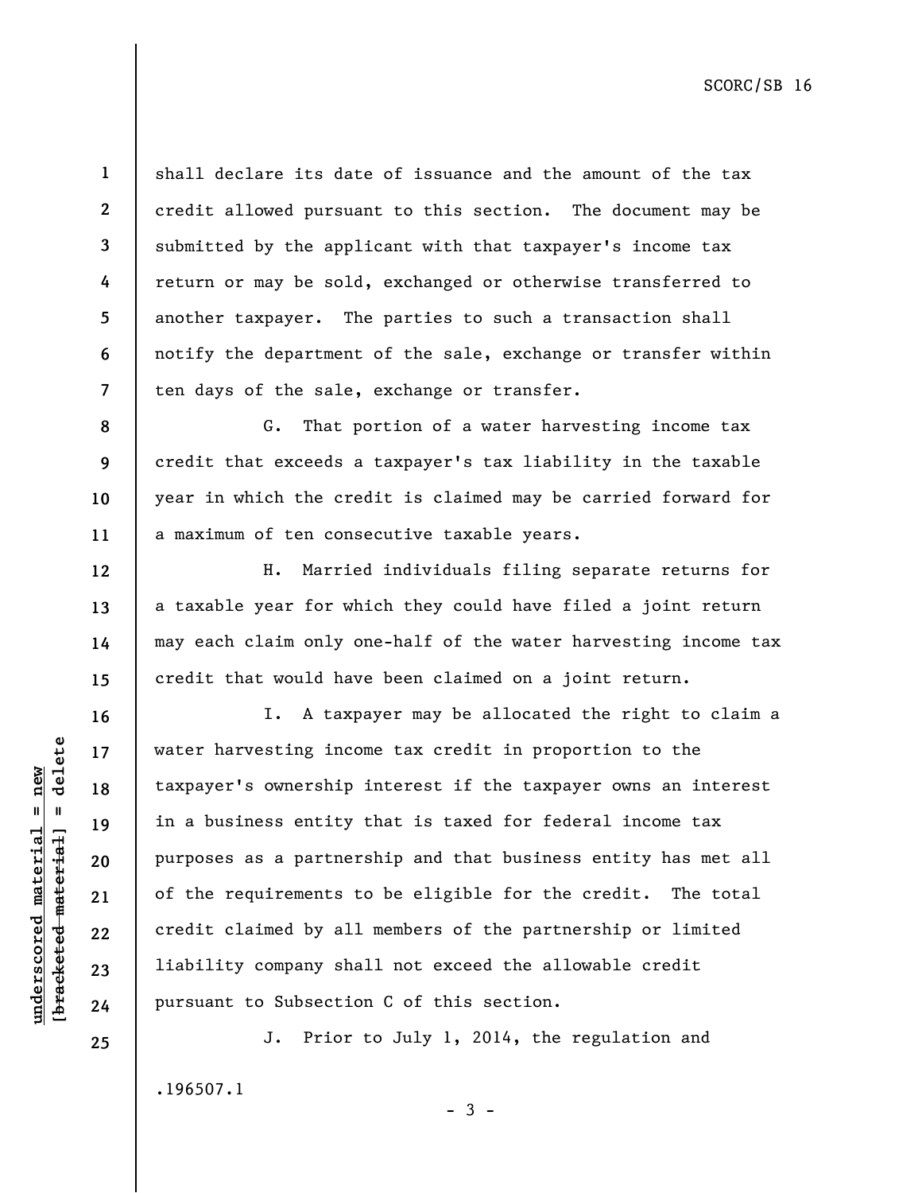shall declare its date of issuance and the amount of the tax credit allowed pursuant to this section. The document may be submitted by the applicant with that taxpayer's income tax return or may be sold, exchanged or otherwise transferred to another taxpayer. The parties to such a transaction shall notify the department of the sale, exchange or transfer within ten days of the sale, exchange or transfer.

G. That portion of a water harvesting income tax credit that exceeds a taxpayer's tax liability in the taxable year in which the credit is claimed may be carried forward for a maximum of ten consecutive taxable years.

H. Married individuals filing separate returns for a taxable year for which they could have filed a joint return may each claim only one-half of the water harvesting income tax credit that would have been claimed on a joint return.

I. A taxpayer may be allocated the right to claim a water harvesting income tax credit in proportion to the taxpayer's ownership interest if the taxpayer owns an interest in a business entity that is taxed for federal income tax purposes as a partnership and that business entity has met all of the requirements to be eligible for the credit. The total credit claimed by all members of the partnership or limited liability company shall not exceed the allowable credit pursuant to Subsection C of this section.

J. Prior to July 1, 2014, the regulation and

.196507.1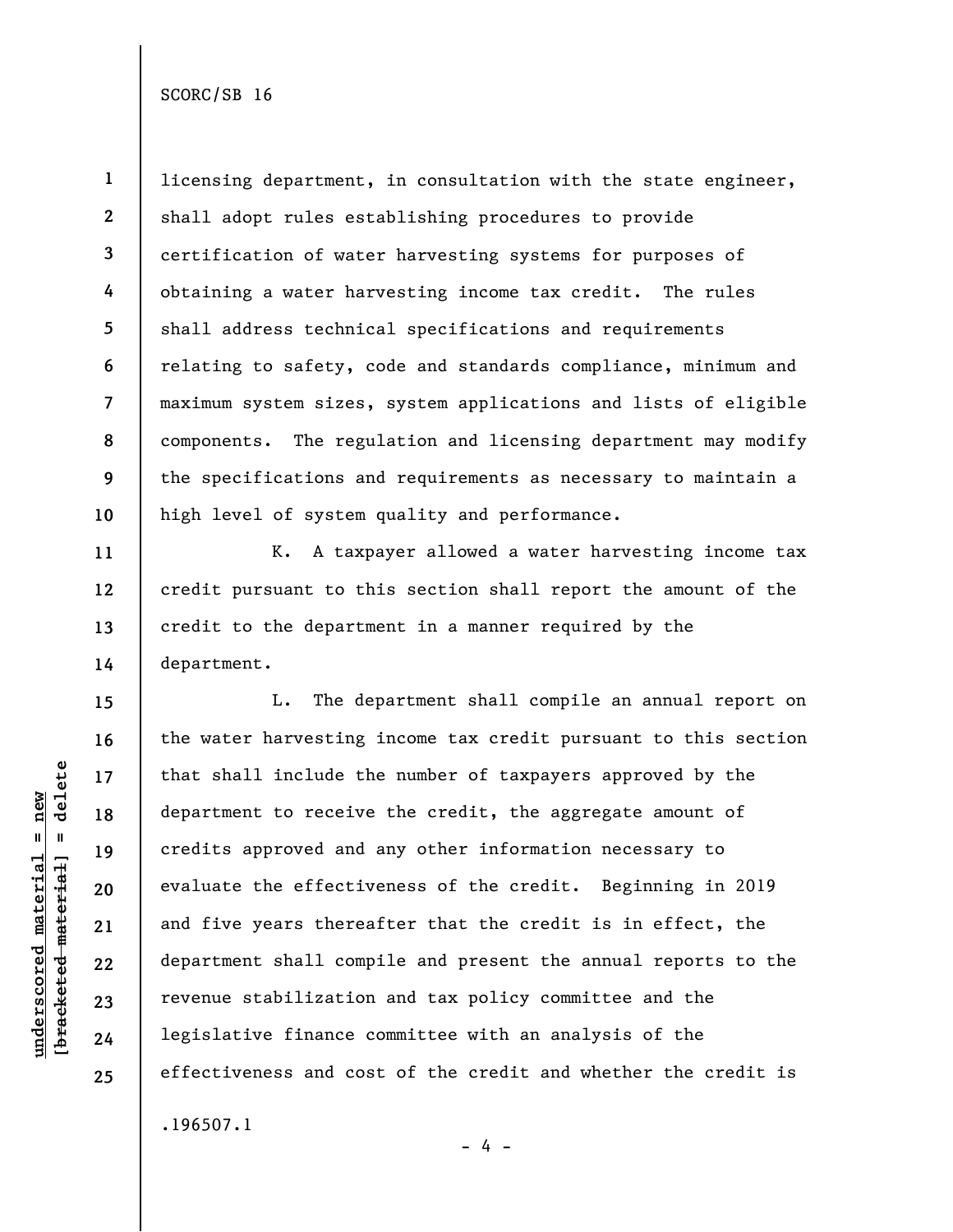licensing department, in consultation with the state engineer, shall adopt rules establishing procedures to provide certification of water harvesting systems for purposes of obtaining a water harvesting income tax credit. The rules shall address technical specifications and requirements relating to safety, code and standards compliance, minimum and maximum system sizes, system applications and lists of eligible components. The regulation and licensing department may modify the specifications and requirements as necessary to maintain a high level of system quality and performance.

K. A taxpayer allowed a water harvesting income tax credit pursuant to this section shall report the amount of the credit to the department in a manner required by the department.

L. The department shall compile an annual report on the water harvesting income tax credit pursuant to this section that shall include the number of taxpayers approved by the department to receive the credit, the aggregate amount of credits approved and any other information necessary to evaluate the effectiveness of the credit. Beginning in 2019 and five years thereafter that the credit is in effect, the department shall compile and present the annual reports to the revenue stabilization and tax policy committee and the legislative finance committee with an analysis of the effectiveness and cost of the credit and whether the credit is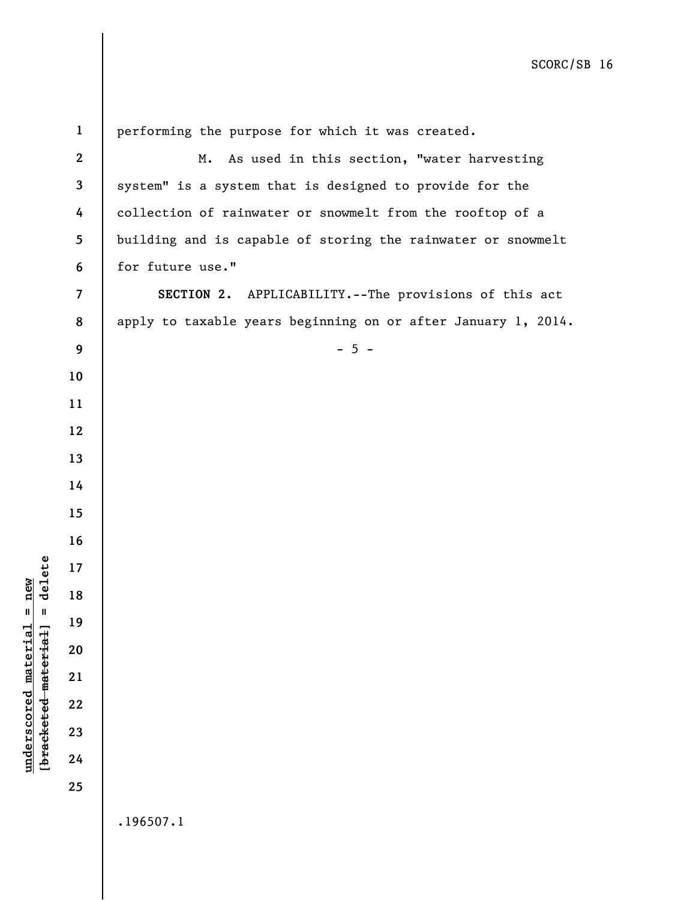performing the purpose for which it was created.

M. As used in this section, "water harvesting system" is a system that is designed to provide for the collection of rainwater or snowmelt from the rooftop of a building and is capable of storing the rainwater or snowmelt for future use."

**SECTION 2.** APPLICABILITY.--The provisions of this act apply to taxable years beginning on or after January 1, 2014.

.196507.1